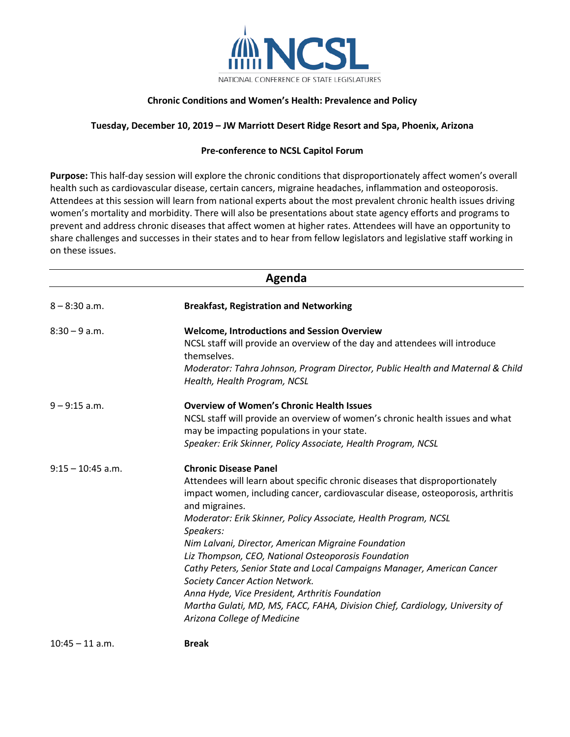NCSL
NATIONAL CONFERENCE OF STATE LEGISLATURES

**Chronic Conditions and Women's Health: Prevalence and Policy**

**Tuesday, December 10, 2019 – JW Marriott Desert Ridge Resort and Spa, Phoenix, Arizona**

**Pre-conference to NCSL Capitol Forum**

**Purpose:** This half-day session will explore the chronic conditions that disproportionately affect women's overall health such as cardiovascular disease, certain cancers, migraine headaches, inflammation and osteoporosis. Attendees at this session will learn from national experts about the most prevalent chronic health issues driving women's mortality and morbidity. There will also be presentations about state agency efforts and programs to prevent and address chronic diseases that affect women at higher rates. Attendees will have an opportunity to share challenges and successes in their states and to hear from fellow legislators and legislative staff working in on these issues.

## Agenda

8 – 8:30 a.m. **Breakfast, Registration and Networking**

8:30 – 9 a.m. **Welcome, Introductions and Session Overview**
NCSL staff will provide an overview of the day and attendees will introduce themselves.
*Moderator: Tahra Johnson, Program Director, Public Health and Maternal & Child Health, Health Program, NCSL*

9 – 9:15 a.m. **Overview of Women's Chronic Health Issues**
NCSL staff will provide an overview of women's chronic health issues and what may be impacting populations in your state.
*Speaker: Erik Skinner, Policy Associate, Health Program, NCSL*

9:15 – 10:45 a.m. **Chronic Disease Panel**
Attendees will learn about specific chronic diseases that disproportionately impact women, including cancer, cardiovascular disease, osteoporosis, arthritis and migraines.
*Moderator: Erik Skinner, Policy Associate, Health Program, NCSL*
*Speakers:*
*Nim Lalvani, Director, American Migraine Foundation*
*Liz Thompson, CEO, National Osteoporosis Foundation*
*Cathy Peters, Senior State and Local Campaigns Manager, American Cancer Society Cancer Action Network.*
*Anna Hyde, Vice President, Arthritis Foundation*
*Martha Gulati, MD, MS, FACC, FAHA, Division Chief, Cardiology, University of Arizona College of Medicine*

10:45 – 11 a.m. **Break**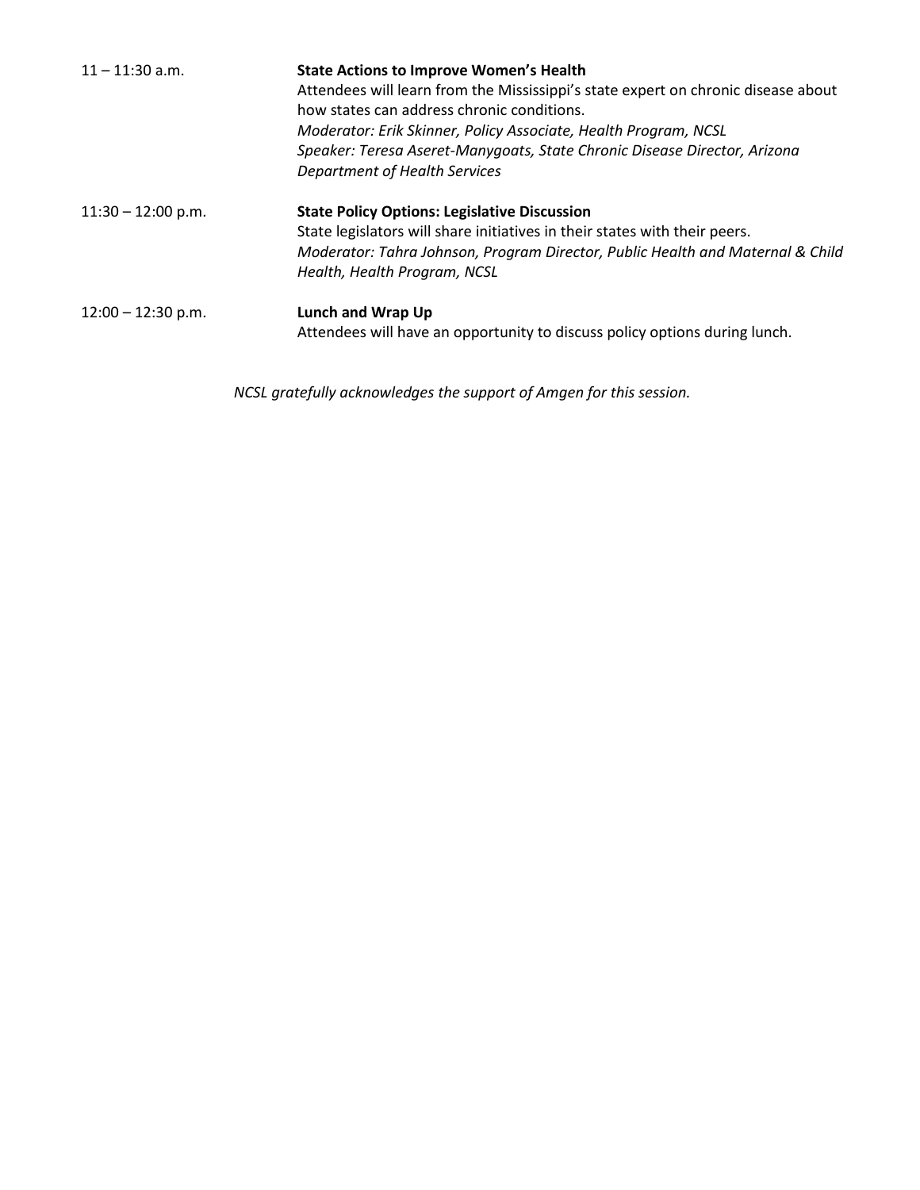11 – 11:30 a.m.

**State Actions to Improve Women's Health**
Attendees will learn from the Mississippi's state expert on chronic disease about how states can address chronic conditions.
*Moderator: Erik Skinner, Policy Associate, Health Program, NCSL*
*Speaker: Teresa Aseret-Manygoats, State Chronic Disease Director, Arizona Department of Health Services*

11:30 – 12:00 p.m.

**State Policy Options: Legislative Discussion**
State legislators will share initiatives in their states with their peers.
*Moderator: Tahra Johnson, Program Director, Public Health and Maternal & Child Health, Health Program, NCSL*

12:00 – 12:30 p.m.

**Lunch and Wrap Up**
Attendees will have an opportunity to discuss policy options during lunch.

*NCSL gratefully acknowledges the support of Amgen for this session.*